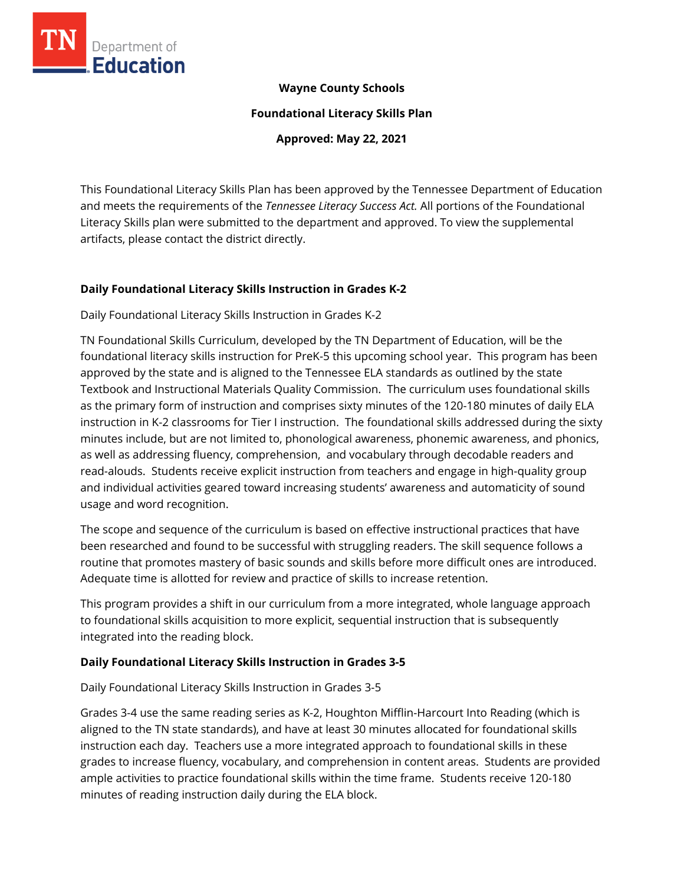**Wayne County Schools**

**Foundational Literacy Skills Plan**

**Approved: May 22, 2021**

This Foundational Literacy Skills Plan has been approved by the Tennessee Department of Education and meets the requirements of the *Tennessee Literacy Success Act.* All portions of the Foundational Literacy Skills plan were submitted to the department and approved. To view the supplemental artifacts, please contact the district directly.

## Daily Foundational Literacy Skills Instruction in Grades K-2

Daily Foundational Literacy Skills Instruction in Grades K-2

TN Foundational Skills Curriculum, developed by the TN Department of Education, will be the foundational literacy skills instruction for PreK-5 this upcoming school year. This program has been approved by the state and is aligned to the Tennessee ELA standards as outlined by the state Textbook and Instructional Materials Quality Commission. The curriculum uses foundational skills as the primary form of instruction and comprises sixty minutes of the 120-180 minutes of daily ELA instruction in K-2 classrooms for Tier I instruction. The foundational skills addressed during the sixty minutes include, but are not limited to, phonological awareness, phonemic awareness, and phonics, as well as addressing fluency, comprehension, and vocabulary through decodable readers and read-alouds. Students receive explicit instruction from teachers and engage in high-quality group and individual activities geared toward increasing students' awareness and automaticity of sound usage and word recognition.

The scope and sequence of the curriculum is based on effective instructional practices that have been researched and found to be successful with struggling readers. The skill sequence follows a routine that promotes mastery of basic sounds and skills before more difficult ones are introduced. Adequate time is allotted for review and practice of skills to increase retention.

This program provides a shift in our curriculum from a more integrated, whole language approach to foundational skills acquisition to more explicit, sequential instruction that is subsequently integrated into the reading block.

## Daily Foundational Literacy Skills Instruction in Grades 3-5

Daily Foundational Literacy Skills Instruction in Grades 3-5

Grades 3-4 use the same reading series as K-2, Houghton Mifflin-Harcourt Into Reading (which is aligned to the TN state standards), and have at least 30 minutes allocated for foundational skills instruction each day. Teachers use a more integrated approach to foundational skills in these grades to increase fluency, vocabulary, and comprehension in content areas. Students are provided ample activities to practice foundational skills within the time frame. Students receive 120-180 minutes of reading instruction daily during the ELA block.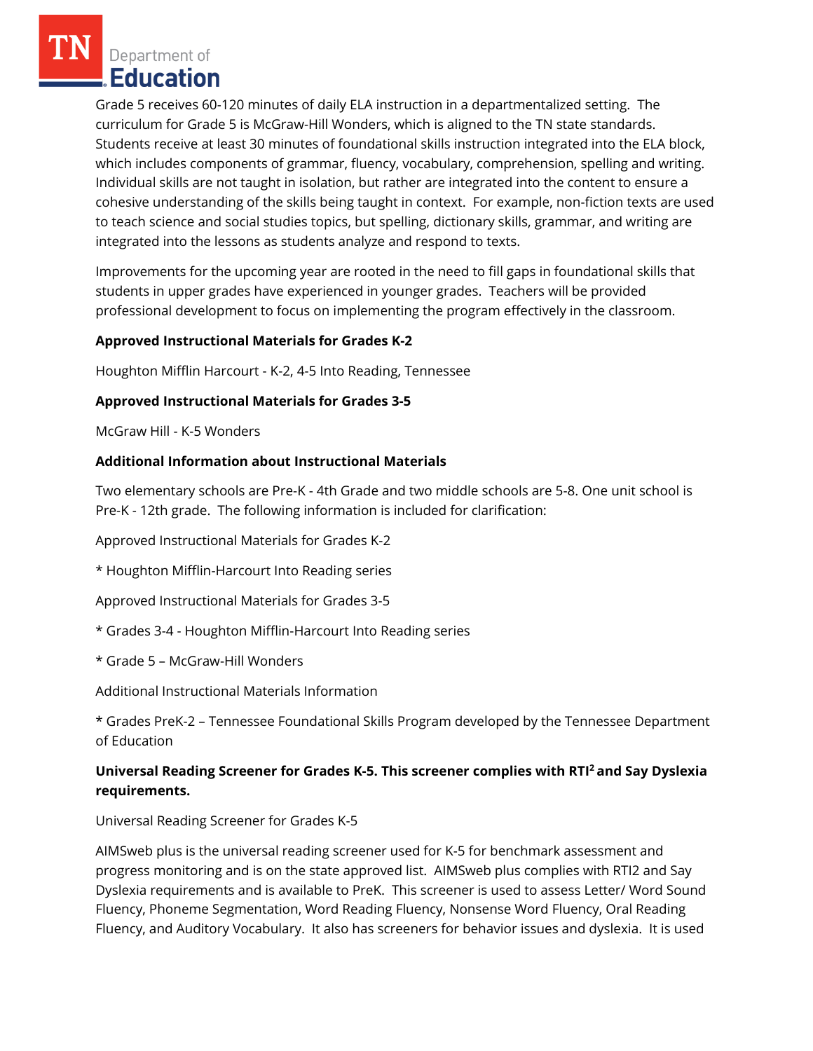Grade 5 receives 60-120 minutes of daily ELA instruction in a departmentalized setting. The curriculum for Grade 5 is McGraw-Hill Wonders, which is aligned to the TN state standards. Students receive at least 30 minutes of foundational skills instruction integrated into the ELA block, which includes components of grammar, fluency, vocabulary, comprehension, spelling and writing. Individual skills are not taught in isolation, but rather are integrated into the content to ensure a cohesive understanding of the skills being taught in context. For example, non-fiction texts are used to teach science and social studies topics, but spelling, dictionary skills, grammar, and writing are integrated into the lessons as students analyze and respond to texts.

Improvements for the upcoming year are rooted in the need to fill gaps in foundational skills that students in upper grades have experienced in younger grades. Teachers will be provided professional development to focus on implementing the program effectively in the classroom.

**Approved Instructional Materials for Grades K-2**

Houghton Mifflin Harcourt - K-2, 4-5 Into Reading, Tennessee

**Approved Instructional Materials for Grades 3-5**

McGraw Hill - K-5 Wonders

**Additional Information about Instructional Materials**

Two elementary schools are Pre-K - 4th Grade and two middle schools are 5-8. One unit school is Pre-K - 12th grade. The following information is included for clarification:

Approved Instructional Materials for Grades K-2

* Houghton Mifflin-Harcourt Into Reading series

Approved Instructional Materials for Grades 3-5

* Grades 3-4 - Houghton Mifflin-Harcourt Into Reading series

* Grade 5 – McGraw-Hill Wonders

Additional Instructional Materials Information

* Grades PreK-2 – Tennessee Foundational Skills Program developed by the Tennessee Department of Education

**Universal Reading Screener for Grades K-5. This screener complies with RTI² and Say Dyslexia requirements.**

Universal Reading Screener for Grades K-5

AIMSweb plus is the universal reading screener used for K-5 for benchmark assessment and progress monitoring and is on the state approved list. AIMSweb plus complies with RTI2 and Say Dyslexia requirements and is available to PreK. This screener is used to assess Letter/ Word Sound Fluency, Phoneme Segmentation, Word Reading Fluency, Nonsense Word Fluency, Oral Reading Fluency, and Auditory Vocabulary. It also has screeners for behavior issues and dyslexia. It is used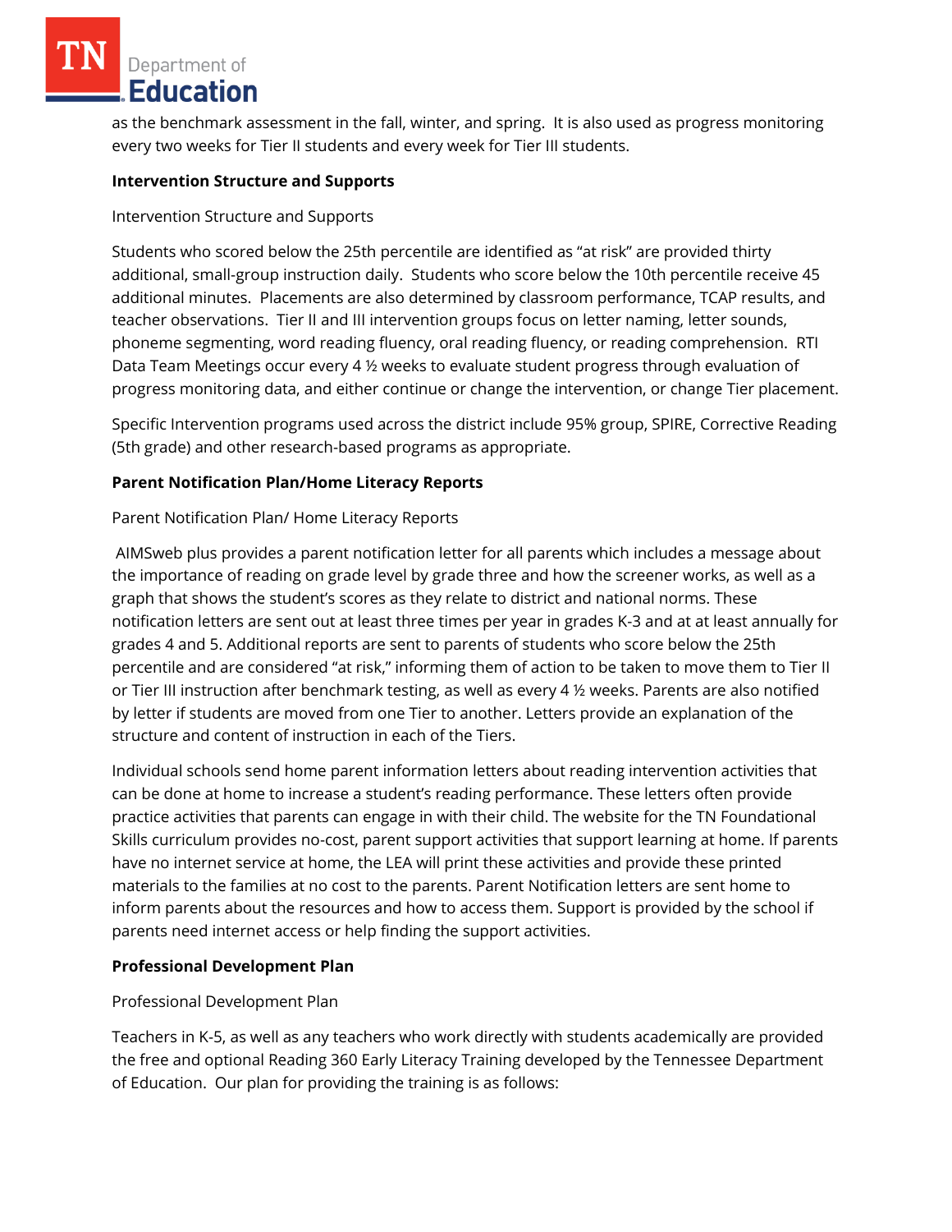as the benchmark assessment in the fall, winter, and spring. It is also used as progress monitoring every two weeks for Tier II students and every week for Tier III students.

**Intervention Structure and Supports**

Intervention Structure and Supports

Students who scored below the 25th percentile are identified as "at risk" are provided thirty additional, small-group instruction daily. Students who score below the 10th percentile receive 45 additional minutes. Placements are also determined by classroom performance, TCAP results, and teacher observations. Tier II and III intervention groups focus on letter naming, letter sounds, phoneme segmenting, word reading fluency, oral reading fluency, or reading comprehension. RTI Data Team Meetings occur every 4 ½ weeks to evaluate student progress through evaluation of progress monitoring data, and either continue or change the intervention, or change Tier placement.

Specific Intervention programs used across the district include 95% group, SPIRE, Corrective Reading (5th grade) and other research-based programs as appropriate.

**Parent Notification Plan/Home Literacy Reports**

Parent Notification Plan/ Home Literacy Reports

AIMSweb plus provides a parent notification letter for all parents which includes a message about the importance of reading on grade level by grade three and how the screener works, as well as a graph that shows the student's scores as they relate to district and national norms. These notification letters are sent out at least three times per year in grades K-3 and at least annually for grades 4 and 5. Additional reports are sent to parents of students who score below the 25th percentile and are considered "at risk," informing them of action to be taken to move them to Tier II or Tier III instruction after benchmark testing, as well as every 4 ½ weeks. Parents are also notified by letter if students are moved from one Tier to another. Letters provide an explanation of the structure and content of instruction in each of the Tiers.

Individual schools send home parent information letters about reading intervention activities that can be done at home to increase a student's reading performance. These letters often provide practice activities that parents can engage in with their child. The website for the TN Foundational Skills curriculum provides no-cost, parent support activities that support learning at home. If parents have no internet service at home, the LEA will print these activities and provide these printed materials to the families at no cost to the parents. Parent Notification letters are sent home to inform parents about the resources and how to access them. Support is provided by the school if parents need internet access or help finding the support activities.

**Professional Development Plan**

Professional Development Plan

Teachers in K-5, as well as any teachers who work directly with students academically are provided the free and optional Reading 360 Early Literacy Training developed by the Tennessee Department of Education. Our plan for providing the training is as follows: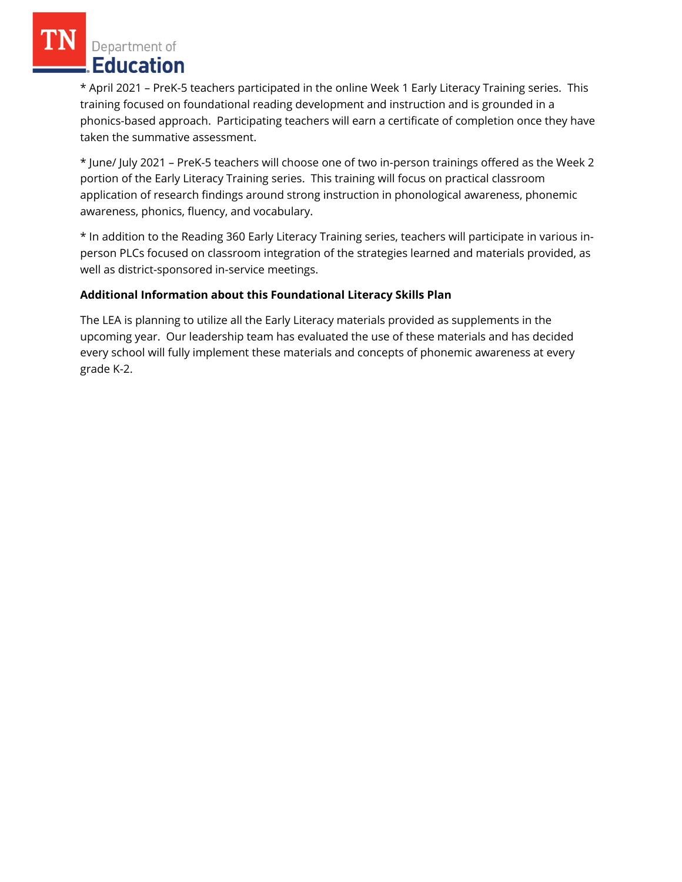* April 2021 – PreK-5 teachers participated in the online Week 1 Early Literacy Training series. This training focused on foundational reading development and instruction and is grounded in a phonics-based approach. Participating teachers will earn a certificate of completion once they have taken the summative assessment.

* June/ July 2021 – PreK-5 teachers will choose one of two in-person trainings offered as the Week 2 portion of the Early Literacy Training series. This training will focus on practical classroom application of research findings around strong instruction in phonological awareness, phonemic awareness, phonics, fluency, and vocabulary.

* In addition to the Reading 360 Early Literacy Training series, teachers will participate in various in-person PLCs focused on classroom integration of the strategies learned and materials provided, as well as district-sponsored in-service meetings.

**Additional Information about this Foundational Literacy Skills Plan**

The LEA is planning to utilize all the Early Literacy materials provided as supplements in the upcoming year. Our leadership team has evaluated the use of these materials and has decided every school will fully implement these materials and concepts of phonemic awareness at every grade K-2.